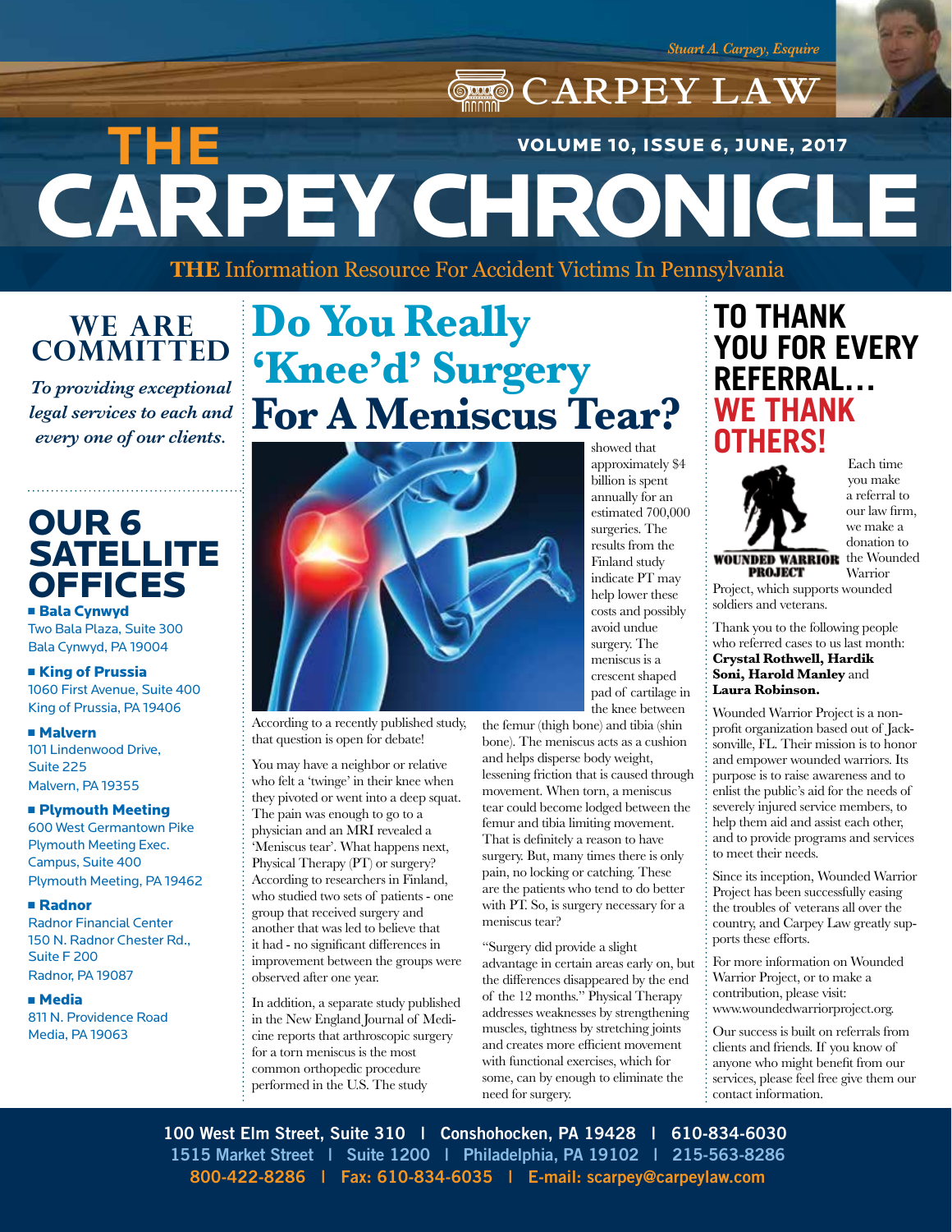Stuart A. Carpey, Esquire

CARPEY LAW

# THE CARPEY CHRONICLE

VOLUME 10, ISSUE 6, JUNE, 2017

**THE** Information Resource For Accident Victims In Pennsylvania

## WE ARE COMMITTED

*To providing exceptional legal services to each and every one of our clients.*

## OUR 6 SATELLITE OFFICES

- **Bala Cynwyd**
  Two Bala Plaza, Suite 300
  Bala Cynwyd, PA 19004
- **King of Prussia**
  1060 First Avenue, Suite 400
  King of Prussia, PA 19406
- **Malvern**
  101 Lindenwood Drive,
  Suite 225
  Malvern, PA 19355
- **Plymouth Meeting**
  600 West Germantown Pike
  Plymouth Meeting Exec. Campus, Suite 400
  Plymouth Meeting, PA 19462
- **Radnor**
  Radnor Financial Center
  150 N. Radnor Chester Rd.,
  Suite F 200
  Radnor, PA 19087
- **Media**
  811 N. Providence Road
  Media, PA 19063

# Do You Really 'Knee'd' Surgery For A Meniscus Tear?

According to a recently published study, that question is open for debate!

You may have a neighbor or relative who felt a 'twinge' in their knee when they pivoted or went into a deep squat. The pain was enough to go to a physician and an MRI revealed a 'Meniscus tear'. What happens next, Physical Therapy (PT) or surgery? According to researchers in Finland, who studied two sets of patients - one group that received surgery and another that was led to believe that it had - no significant differences in improvement between the groups were observed after one year.

In addition, a separate study published in the New England Journal of Medicine reports that arthroscopic surgery for a torn meniscus is the most common orthopedic procedure performed in the U.S. The study showed that approximately $4 billion is spent annually for an estimated 700,000 surgeries. The results from the Finland study indicate PT may help lower these costs and possibly avoid undue surgery. The meniscus is a crescent shaped pad of cartilage in the knee between the femur (thigh bone) and tibia (shin bone). The meniscus acts as a cushion and helps disperse body weight, lessening friction that is caused through movement. When torn, a meniscus tear could become lodged between the femur and tibia limiting movement. That is definitely a reason to have surgery. But, many times there is only pain, no locking or catching. These are the patients who tend to do better with PT. So, is surgery necessary for a meniscus tear?

"Surgery did provide a slight advantage in certain areas early on, but the differences disappeared by the end of the 12 months." Physical Therapy addresses weaknesses by strengthening muscles, tightness by stretching joints and creates more efficient movement with functional exercises, which for some, can by enough to eliminate the need for surgery.

# TO THANK YOU FOR EVERY REFERRAL... WE THANK OTHERS!

WOUNDED WARRIOR PROJECT

Each time you make a referral to our law firm, we make a donation to the Wounded Warrior Project, which supports wounded soldiers and veterans.

Thank you to the following people who referred cases to us last month: **Crystal Rothwell, Hardik Soni, Harold Manley** and **Laura Robinson.**

Wounded Warrior Project is a non-profit organization based out of Jacksonville, FL. Their mission is to honor and empower wounded warriors. Its purpose is to raise awareness and to enlist the public's aid for the needs of severely injured service members, to help them aid and assist each other, and to provide programs and services to meet their needs.

Since its inception, Wounded Warrior Project has been successfully easing the troubles of veterans all over the country, and Carpey Law greatly supports these efforts.

For more information on Wounded Warrior Project, or to make a contribution, please visit: www.woundedwarriorproject.org.

Our success is built on referrals from clients and friends. If you know of anyone who might benefit from our services, please feel free give them our contact information.

100 West Elm Street, Suite 310 | Conshohocken, PA 19428 | 610-834-6030
1515 Market Street | Suite 1200 | Philadelphia, PA 19102 | 215-563-8286
800-422-8286 | Fax: 610-834-6035 | E-mail: scarpey@carpeylaw.com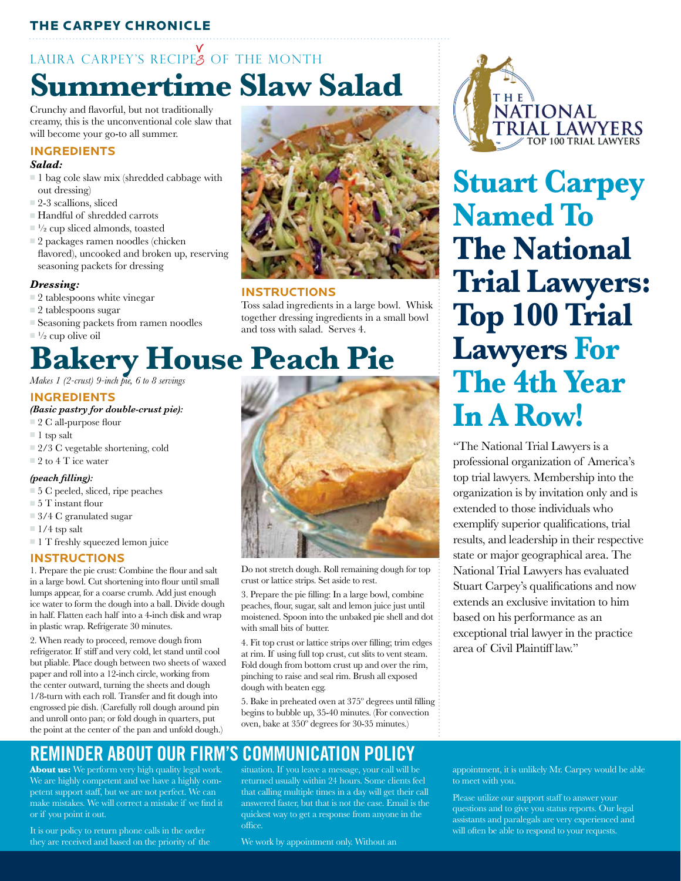THE CARPEY CHRONICLE

LAURA CARPEY'S RECIPES OF THE MONTH

# Summertime Slaw Salad

Crunchy and flavorful, but not traditionally creamy, this is the unconventional cole slaw that will become your go-to all summer.

### INGREDIENTS

***Salad:***

- 1 bag cole slaw mix (shredded cabbage with out dressing)
- 2-3 scallions, sliced
- Handful of shredded carrots
- ½ cup sliced almonds, toasted
- 2 packages ramen noodles (chicken flavored), uncooked and broken up, reserving seasoning packets for dressing

***Dressing:***

- 2 tablespoons white vinegar
- 2 tablespoons sugar
- Seasoning packets from ramen noodles
- ½ cup olive oil

### INSTRUCTIONS

Toss salad ingredients in a large bowl. Whisk together dressing ingredients in a small bowl and toss with salad. Serves 4.

# Bakery House Peach Pie

*Makes 1 (2-crust) 9-inch pie, 6 to 8 servings*

### INGREDIENTS

***(Basic pastry for double-crust pie):***

- 2 C all-purpose flour
- 1 tsp salt
- 2/3 C vegetable shortening, cold
- 2 to 4 T ice water

***(peach filling):***

- 5 C peeled, sliced, ripe peaches
- 5 T instant flour
- 3/4 C granulated sugar
- 1/4 tsp salt
- 1 T freshly squeezed lemon juice

### INSTRUCTIONS

1. Prepare the pie crust: Combine the flour and salt in a large bowl. Cut shortening into flour until small lumps appear, for a coarse crumb. Add just enough ice water to form the dough into a ball. Divide dough in half. Flatten each half into a 4-inch disk and wrap in plastic wrap. Refrigerate 30 minutes.

2. When ready to proceed, remove dough from refrigerator. If stiff and very cold, let stand until cool but pliable. Place dough between two sheets of waxed paper and roll into a 12-inch circle, working from the center outward, turning the sheets and dough 1/8-turn with each roll. Transfer and fit dough into engrossed pie dish. (Carefully roll dough around pin and unroll onto pan; or fold dough in quarters, put the point at the center of the pan and unfold dough.) Do not stretch dough. Roll remaining dough for top crust or lattice strips. Set aside to rest.

3. Prepare the pie filling: In a large bowl, combine peaches, flour, sugar, salt and lemon juice just until moistened. Spoon into the unbaked pie shell and dot with small bits of butter.

4. Fit top crust or lattice strips over filling; trim edges at rim. If using full top crust, cut slits to vent steam. Fold dough from bottom crust up and over the rim, pinching to raise and seal rim. Brush all exposed dough with beaten egg.

5. Bake in preheated oven at 375º degrees until filling begins to bubble up, 35-40 minutes. (For convection oven, bake at 350º degrees for 30-35 minutes.)

THE NATIONAL TRIAL LAWYERS
TOP 100 TRIAL LAWYERS

# Stuart Carpey Named To The National Trial Lawyers: Top 100 Trial Lawyers For The 4th Year In A Row!

"The National Trial Lawyers is a professional organization of America's top trial lawyers. Membership into the organization is by invitation only and is extended to those individuals who exemplify superior qualifications, trial results, and leadership in their respective state or major geographical area. The National Trial Lawyers has evaluated Stuart Carpey's qualifications and now extends an exclusive invitation to him based on his performance as an exceptional trial lawyer in the practice area of Civil Plaintiff law."

## REMINDER ABOUT OUR FIRM'S COMMUNICATION POLICY

**About us:** We perform very high quality legal work. We are highly competent and we have a highly competent support staff, but we are not perfect. We can make mistakes. We will correct a mistake if we find it or if you point it out.

It is our policy to return phone calls in the order they are received and based on the priority of the situation. If you leave a message, your call will be returned usually within 24 hours. Some clients feel that calling multiple times in a day will get their call answered faster, but that is not the case. Email is the quickest way to get a response from anyone in the office.

We work by appointment only. Without an appointment, it is unlikely Mr. Carpey would be able to meet with you.

Please utilize our support staff to answer your questions and to give you status reports. Our legal assistants and paralegals are very experienced and will often be able to respond to your requests.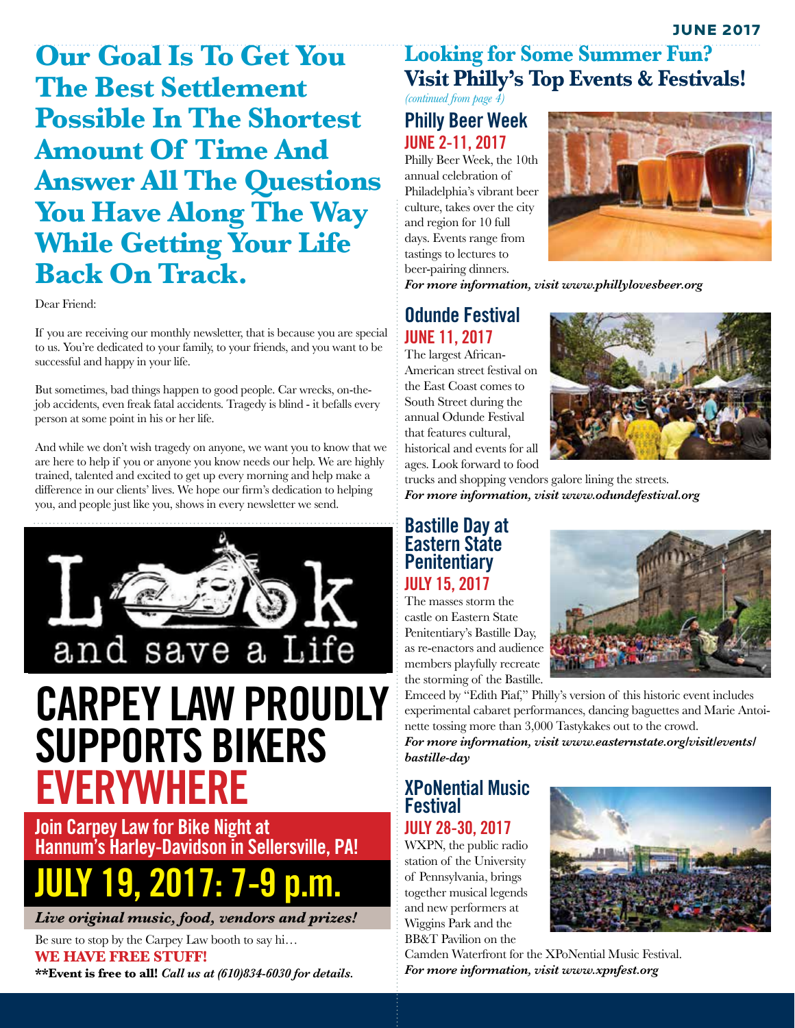# Our Goal Is To Get You The Best Settlement Possible In The Shortest Amount Of Time And Answer All The Questions You Have Along The Way While Getting Your Life Back On Track.

Dear Friend:

If you are receiving our monthly newsletter, that is because you are special to us. You're dedicated to your family, to your friends, and you want to be successful and happy in your life.

But sometimes, bad things happen to good people. Car wrecks, on-the-job accidents, even freak fatal accidents. Tragedy is blind - it befalls every person at some point in his or her life.

And while we don't wish tragedy on anyone, we want you to know that we are here to help if you or anyone you know needs our help. We are highly trained, talented and excited to get up every morning and help make a difference in our clients' lives. We hope our firm's dedication to helping you, and people just like you, shows in every newsletter we send.

Look and save a Life

# CARPEY LAW PROUDLY SUPPORTS BIKERS EVERYWHERE

**Join Carpey Law for Bike Night at Hannum's Harley-Davidson in Sellersville, PA!**

## JULY 19, 2017: 7-9 p.m.

***Live original music, food, vendors and prizes!***

Be sure to stop by the Carpey Law booth to say hi…

**WE HAVE FREE STUFF!**

**\*\*Event is free to all!** *Call us at (610)834-6030 for details.*

# Looking for Some Summer Fun? Visit Philly's Top Events & Festivals!

*(continued from page 4)*

## Philly Beer Week

### JUNE 2-11, 2017

Philly Beer Week, the 10th annual celebration of Philadelphia's vibrant beer culture, takes over the city and region for 10 full days. Events range from tastings to lectures to beer-pairing dinners.

***For more information, visit www.phillylovesbeer.org***

## Odunde Festival

### JUNE 11, 2017

The largest African-American street festival on the East Coast comes to South Street during the annual Odunde Festival that features cultural, historical and events for all ages. Look forward to food trucks and shopping vendors galore lining the streets.

***For more information, visit www.odundefestival.org***

## Bastille Day at Eastern State Penitentiary

### JULY 15, 2017

The masses storm the castle on Eastern State Penitentiary's Bastille Day, as re-enactors and audience members playfully recreate the storming of the Bastille. Emceed by "Edith Piaf," Philly's version of this historic event includes experimental cabaret performances, dancing baguettes and Marie Antoinette tossing more than 3,000 Tastykakes out to the crowd.

***For more information, visit www.easternstate.org/visit/events/bastille-day***

## XPoNential Music Festival

### JULY 28-30, 2017

WXPN, the public radio station of the University of Pennsylvania, brings together musical legends and new performers at Wiggins Park and the BB&T Pavilion on the Camden Waterfront for the XPoNential Music Festival.

***For more information, visit www.xpnfest.org***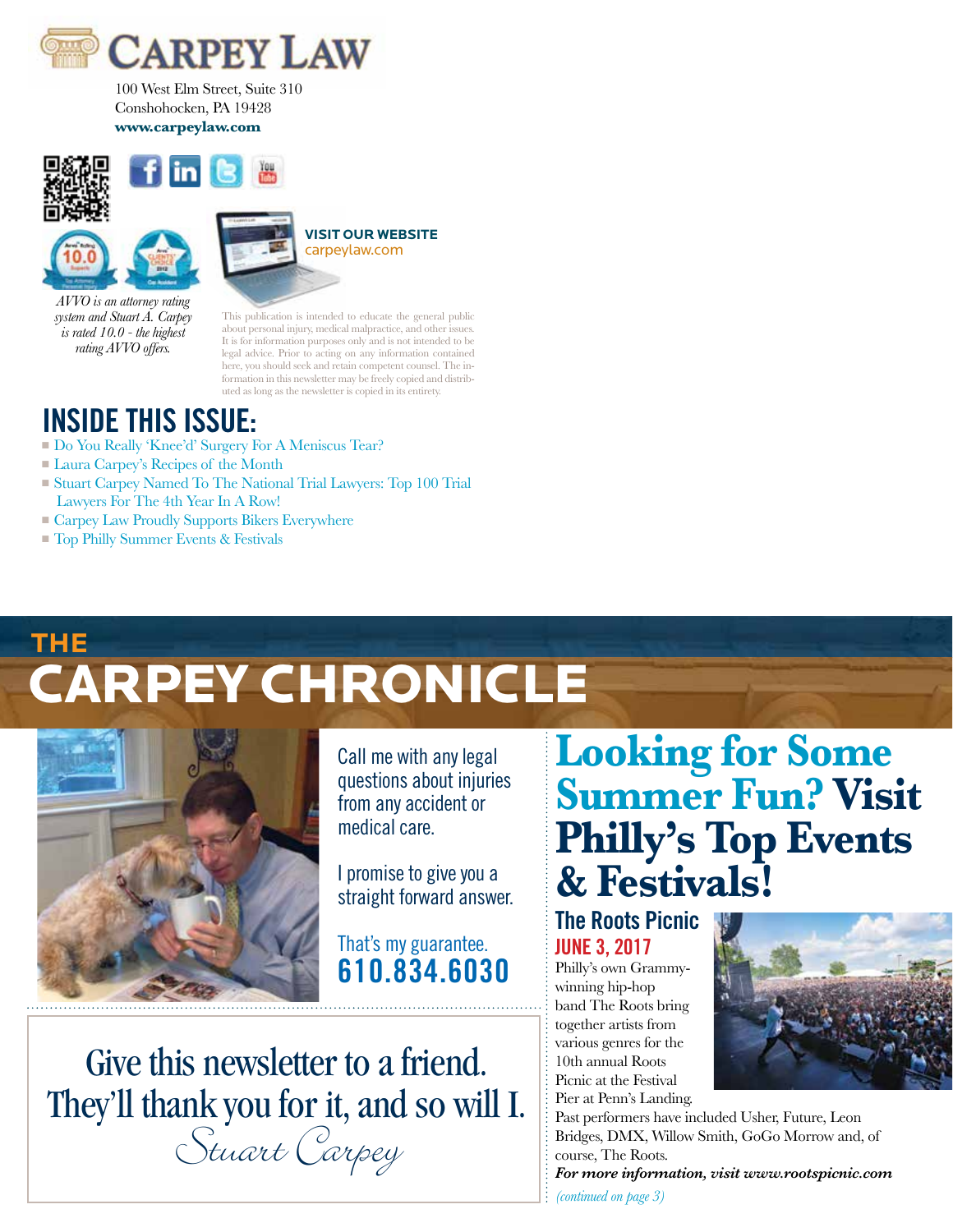# CARPEY LAW

100 West Elm Street, Suite 310
Conshohocken, PA 19428
**www.carpeylaw.com**

**VISIT OUR WEBSITE**
carpeylaw.com

*AVVO is an attorney rating system and Stuart A. Carpey is rated 10.0 - the highest rating AVVO offers.*

This publication is intended to educate the general public about personal injury, medical malpractice, and other issues. It is for information purposes only and is not intended to be legal advice. Prior to acting on any information contained here, you should seek and retain competent counsel. The information in this newsletter may be freely copied and distributed as long as the newsletter is copied in its entirety.

## INSIDE THIS ISSUE:

- Do You Really 'Knee'd' Surgery For A Meniscus Tear?
- Laura Carpey's Recipes of the Month
- Stuart Carpey Named To The National Trial Lawyers: Top 100 Trial Lawyers For The 4th Year In A Row!
- Carpey Law Proudly Supports Bikers Everywhere
- Top Philly Summer Events & Festivals

# THE CARPEY CHRONICLE

Call me with any legal questions about injuries from any accident or medical care.

I promise to give you a straight forward answer.

That's my guarantee.
**610.834.6030**

Give this newsletter to a friend. They'll thank you for it, and so will I.

*Stuart Carpey*

## Looking for Some Summer Fun? Visit Philly's Top Events & Festivals!

### The Roots Picnic
**JUNE 3, 2017**

Philly's own Grammy-winning hip-hop band The Roots bring together artists from various genres for the 10th annual Roots Picnic at the Festival Pier at Penn's Landing. Past performers have included Usher, Future, Leon Bridges, DMX, Willow Smith, GoGo Morrow and, of course, The Roots.

***For more information, visit www.rootspicnic.com***

*(continued on page 3)*